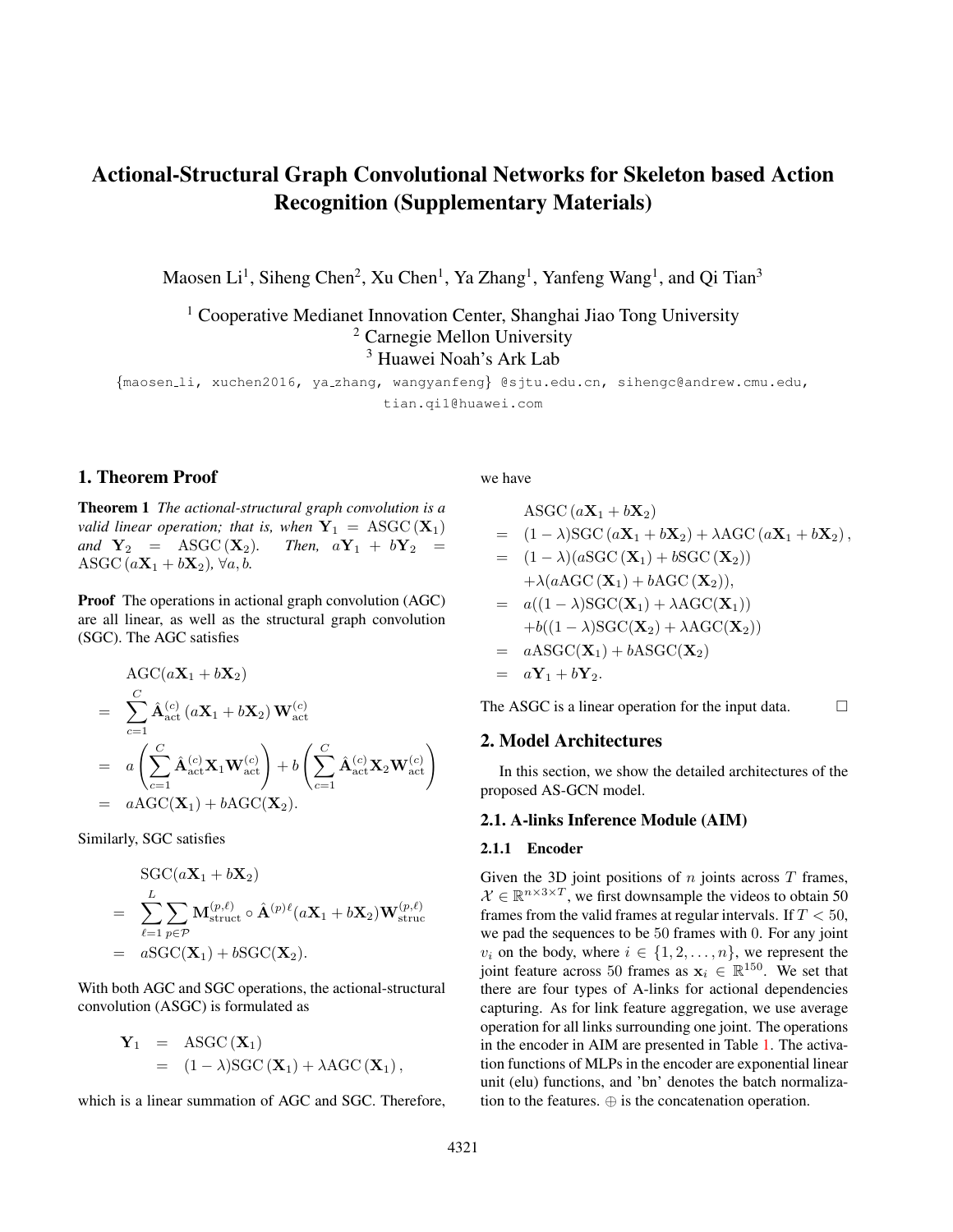# Actional-Structural Graph Convolutional Networks for Skeleton based Action Recognition (Supplementary Materials)

Maosen Li[1], Siheng Chen[2], Xu Chen[1], Ya Zhang[1], Yanfeng Wang[1], and Qi Tian[3]

[1] Cooperative Medianet Innovation Center, Shanghai Jiao Tong University
[2] Carnegie Mellon University
[3] Huawei Noah's Ark Lab

{maosen_li, xuchen2016, ya_zhang, wangyanfeng} @sjtu.edu.cn, sihengc@andrew.cmu.edu, tian.qi1@huawei.com

## 1. Theorem Proof

**Theorem 1** *The actional-structural graph convolution is a valid linear operation; that is, when* $\mathbf{Y}_1 = \mathrm{ASGC}(\mathbf{X}_1)$ *and* $\mathbf{Y}_2 = \mathrm{ASGC}(\mathbf{X}_2)$. *Then,* $a\mathbf{Y}_1 + b\mathbf{Y}_2 = \mathrm{ASGC}(a\mathbf{X}_1 + b\mathbf{X}_2)$*,* $\forall a, b$.

**Proof** The operations in actional graph convolution (AGC) are all linear, as well as the structural graph convolution (SGC). The AGC satisfies

$$
\begin{aligned}
& \mathrm{AGC}(a\mathbf{X}_1 + b\mathbf{X}_2) \\
= & \sum_{c=1}^{C} \hat{\mathbf{A}}_{\mathrm{act}}^{(c)} (a\mathbf{X}_1 + b\mathbf{X}_2) \mathbf{W}_{\mathrm{act}}^{(c)} \\
= & \; a \left( \sum_{c=1}^{C} \hat{\mathbf{A}}_{\mathrm{act}}^{(c)} \mathbf{X}_1 \mathbf{W}_{\mathrm{act}}^{(c)} \right) + b \left( \sum_{c=1}^{C} \hat{\mathbf{A}}_{\mathrm{act}}^{(c)} \mathbf{X}_2 \mathbf{W}_{\mathrm{act}}^{(c)} \right) \\
= & \; a\mathrm{AGC}(\mathbf{X}_1) + b\mathrm{AGC}(\mathbf{X}_2).
\end{aligned}
$$

Similarly, SGC satisfies

$$
\begin{aligned}
& \mathrm{SGC}(a\mathbf{X}_1 + b\mathbf{X}_2) \\
= & \sum_{\ell=1}^{L} \sum_{p \in \mathcal{P}} \mathbf{M}_{\mathrm{struct}}^{(p,\ell)} \circ \hat{\mathbf{A}}^{(p)\ell} (a\mathbf{X}_1 + b\mathbf{X}_2) \mathbf{W}_{\mathrm{struc}}^{(p,\ell)} \\
= & \; a\mathrm{SGC}(\mathbf{X}_1) + b\mathrm{SGC}(\mathbf{X}_2).
\end{aligned}
$$

With both AGC and SGC operations, the actional-structural convolution (ASGC) is formulated as

$$
\begin{aligned}
\mathbf{Y}_1 &= \mathrm{ASGC}(\mathbf{X}_1) \\
&= (1-\lambda)\mathrm{SGC}(\mathbf{X}_1) + \lambda \mathrm{AGC}(\mathbf{X}_1),
\end{aligned}
$$

which is a linear summation of AGC and SGC. Therefore, we have

$$
\begin{aligned}
& \mathrm{ASGC}(a\mathbf{X}_1 + b\mathbf{X}_2) \\
= & \; (1-\lambda)\mathrm{SGC}(a\mathbf{X}_1 + b\mathbf{X}_2) + \lambda \mathrm{AGC}(a\mathbf{X}_1 + b\mathbf{X}_2), \\
= & \; (1-\lambda)(a\mathrm{SGC}(\mathbf{X}_1) + b\mathrm{SGC}(\mathbf{X}_2)) \\
& + \lambda (a\mathrm{AGC}(\mathbf{X}_1) + b\mathrm{AGC}(\mathbf{X}_2)), \\
= & \; a((1-\lambda)\mathrm{SGC}(\mathbf{X}_1) + \lambda \mathrm{AGC}(\mathbf{X}_1)) \\
& + b((1-\lambda)\mathrm{SGC}(\mathbf{X}_2) + \lambda \mathrm{AGC}(\mathbf{X}_2)) \\
= & \; a\mathrm{ASGC}(\mathbf{X}_1) + b\mathrm{ASGC}(\mathbf{X}_2) \\
= & \; a\mathbf{Y}_1 + b\mathbf{Y}_2.
\end{aligned}
$$

The ASGC is a linear operation for the input data. □

## 2. Model Architectures

In this section, we show the detailed architectures of the proposed AS-GCN model.

### 2.1. A-links Inference Module (AIM)

#### 2.1.1 Encoder

Given the 3D joint positions of $n$ joints across $T$ frames, $\mathcal{X} \in \mathbb{R}^{n \times 3 \times T}$, we first downsample the videos to obtain 50 frames from the valid frames at regular intervals. If $T < 50$, we pad the sequences to be 50 frames with 0. For any joint $v_i$ on the body, where $i \in \{1, 2, \ldots, n\}$, we represent the joint feature across 50 frames as $\mathbf{x}_i \in \mathbb{R}^{150}$. We set that there are four types of A-links for actional dependencies capturing. As for link feature aggregation, we use average operation for all links surrounding one joint. The operations in the encoder in AIM are presented in Table 1. The activation functions of MLPs in the encoder are exponential linear unit (elu) functions, and 'bn' denotes the batch normalization to the features. $\oplus$ is the concatenation operation.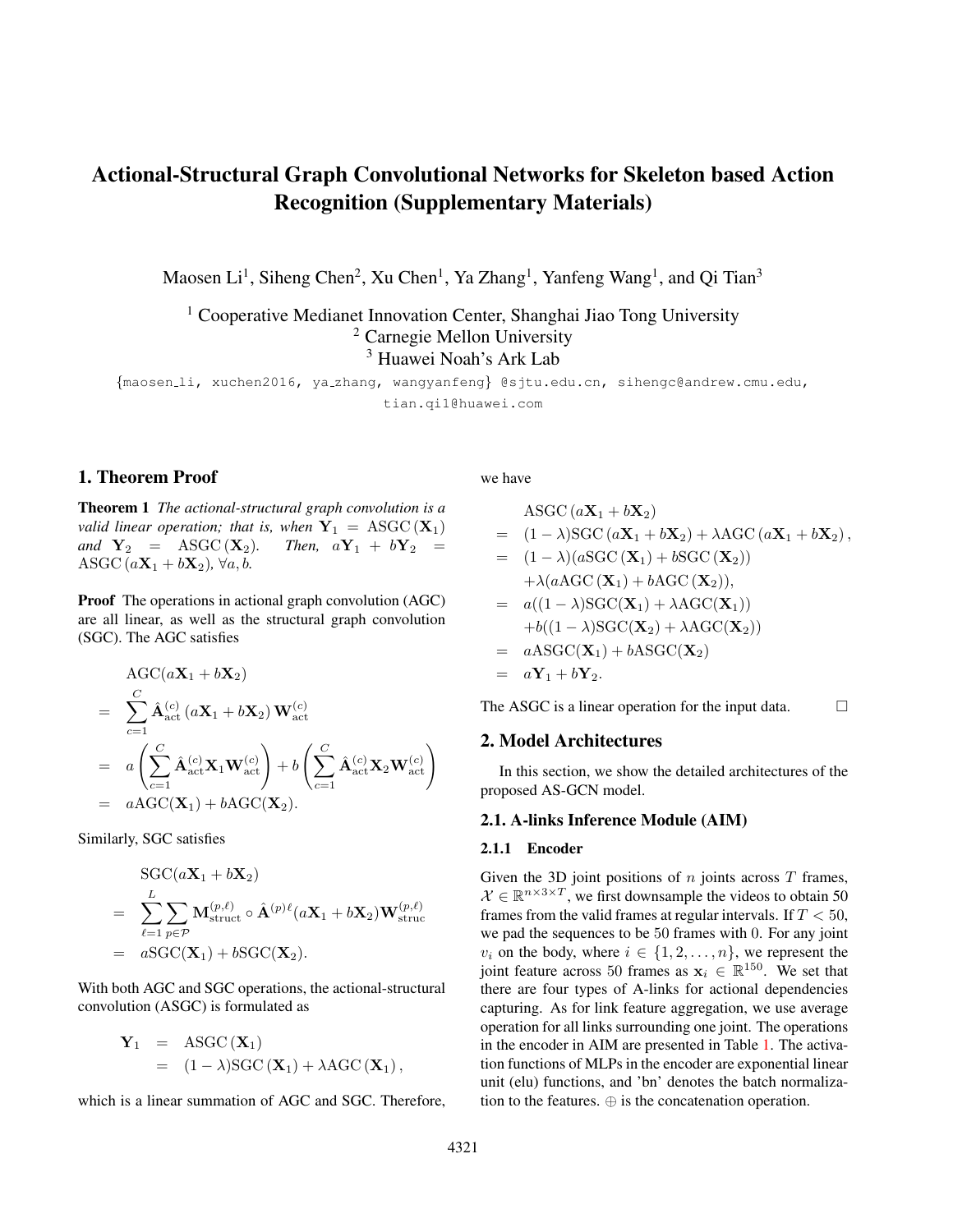# Actional-Structural Graph Convolutional Networks for Skeleton based Action Recognition (Supplementary Materials)

Maosen Li[1], Siheng Chen[2], Xu Chen[1], Ya Zhang[1], Yanfeng Wang[1], and Qi Tian[3]

[1] Cooperative Medianet Innovation Center, Shanghai Jiao Tong University
[2] Carnegie Mellon University
[3] Huawei Noah's Ark Lab

{maosen_li, xuchen2016, ya_zhang, wangyanfeng} @sjtu.edu.cn, sihengc@andrew.cmu.edu, tian.qi1@huawei.com

## 1. Theorem Proof

**Theorem 1** *The actional-structural graph convolution is a valid linear operation; that is, when* $\mathbf{Y}_1 = \mathrm{ASGC}(\mathbf{X}_1)$ *and* $\mathbf{Y}_2 = \mathrm{ASGC}(\mathbf{X}_2)$. *Then,* $a\mathbf{Y}_1 + b\mathbf{Y}_2 = \mathrm{ASGC}(a\mathbf{X}_1 + b\mathbf{X}_2)$*,* $\forall a, b$.

**Proof** The operations in actional graph convolution (AGC) are all linear, as well as the structural graph convolution (SGC). The AGC satisfies

$$
\begin{aligned}
& \mathrm{AGC}(a\mathbf{X}_1 + b\mathbf{X}_2) \\
=\; & \sum_{c=1}^{C} \hat{\mathbf{A}}_{\mathrm{act}}^{(c)} (a\mathbf{X}_1 + b\mathbf{X}_2) \mathbf{W}_{\mathrm{act}}^{(c)} \\
=\; & a\left(\sum_{c=1}^{C} \hat{\mathbf{A}}_{\mathrm{act}}^{(c)} \mathbf{X}_1 \mathbf{W}_{\mathrm{act}}^{(c)}\right) + b\left(\sum_{c=1}^{C} \hat{\mathbf{A}}_{\mathrm{act}}^{(c)} \mathbf{X}_2 \mathbf{W}_{\mathrm{act}}^{(c)}\right) \\
=\; & a\mathrm{AGC}(\mathbf{X}_1) + b\mathrm{AGC}(\mathbf{X}_2).
\end{aligned}
$$

Similarly, SGC satisfies

$$
\begin{aligned}
& \mathrm{SGC}(a\mathbf{X}_1 + b\mathbf{X}_2) \\
=\; & \sum_{\ell=1}^{L} \sum_{p\in\mathcal{P}} \mathbf{M}_{\mathrm{struct}}^{(p,\ell)} \circ \hat{\mathbf{A}}^{(p)\ell} (a\mathbf{X}_1 + b\mathbf{X}_2) \mathbf{W}_{\mathrm{struc}}^{(p,\ell)} \\
=\; & a\mathrm{SGC}(\mathbf{X}_1) + b\mathrm{SGC}(\mathbf{X}_2).
\end{aligned}
$$

With both AGC and SGC operations, the actional-structural convolution (ASGC) is formulated as

$$
\begin{aligned}
\mathbf{Y}_1 &= \mathrm{ASGC}(\mathbf{X}_1) \\
&= (1-\lambda)\mathrm{SGC}(\mathbf{X}_1) + \lambda\mathrm{AGC}(\mathbf{X}_1),
\end{aligned}
$$

which is a linear summation of AGC and SGC. Therefore, we have

$$
\begin{aligned}
& \mathrm{ASGC}(a\mathbf{X}_1 + b\mathbf{X}_2) \\
=\; & (1-\lambda)\mathrm{SGC}(a\mathbf{X}_1 + b\mathbf{X}_2) + \lambda\mathrm{AGC}(a\mathbf{X}_1 + b\mathbf{X}_2), \\
=\; & (1-\lambda)(a\mathrm{SGC}(\mathbf{X}_1) + b\mathrm{SGC}(\mathbf{X}_2)) \\
& + \lambda(a\mathrm{AGC}(\mathbf{X}_1) + b\mathrm{AGC}(\mathbf{X}_2)), \\
=\; & a((1-\lambda)\mathrm{SGC}(\mathbf{X}_1) + \lambda\mathrm{AGC}(\mathbf{X}_1)) \\
& + b((1-\lambda)\mathrm{SGC}(\mathbf{X}_2) + \lambda\mathrm{AGC}(\mathbf{X}_2)) \\
=\; & a\mathrm{ASGC}(\mathbf{X}_1) + b\mathrm{ASGC}(\mathbf{X}_2) \\
=\; & a\mathbf{Y}_1 + b\mathbf{Y}_2.
\end{aligned}
$$

The ASGC is a linear operation for the input data. □

## 2. Model Architectures

In this section, we show the detailed architectures of the proposed AS-GCN model.

### 2.1. A-links Inference Module (AIM)

#### 2.1.1 Encoder

Given the 3D joint positions of $n$ joints across $T$ frames, $\mathcal{X} \in \mathbb{R}^{n\times 3\times T}$, we first downsample the videos to obtain 50 frames from the valid frames at regular intervals. If $T < 50$, we pad the sequences to be 50 frames with 0. For any joint $v_i$ on the body, where $i \in \{1, 2, \ldots, n\}$, we represent the joint feature across 50 frames as $\mathbf{x}_i \in \mathbb{R}^{150}$. We set that there are four types of A-links for actional dependencies capturing. As for link feature aggregation, we use average operation for all links surrounding one joint. The operations in the encoder in AIM are presented in Table 1. The activation functions of MLPs in the encoder are exponential linear unit (elu) functions, and 'bn' denotes the batch normalization to the features. $\oplus$ is the concatenation operation.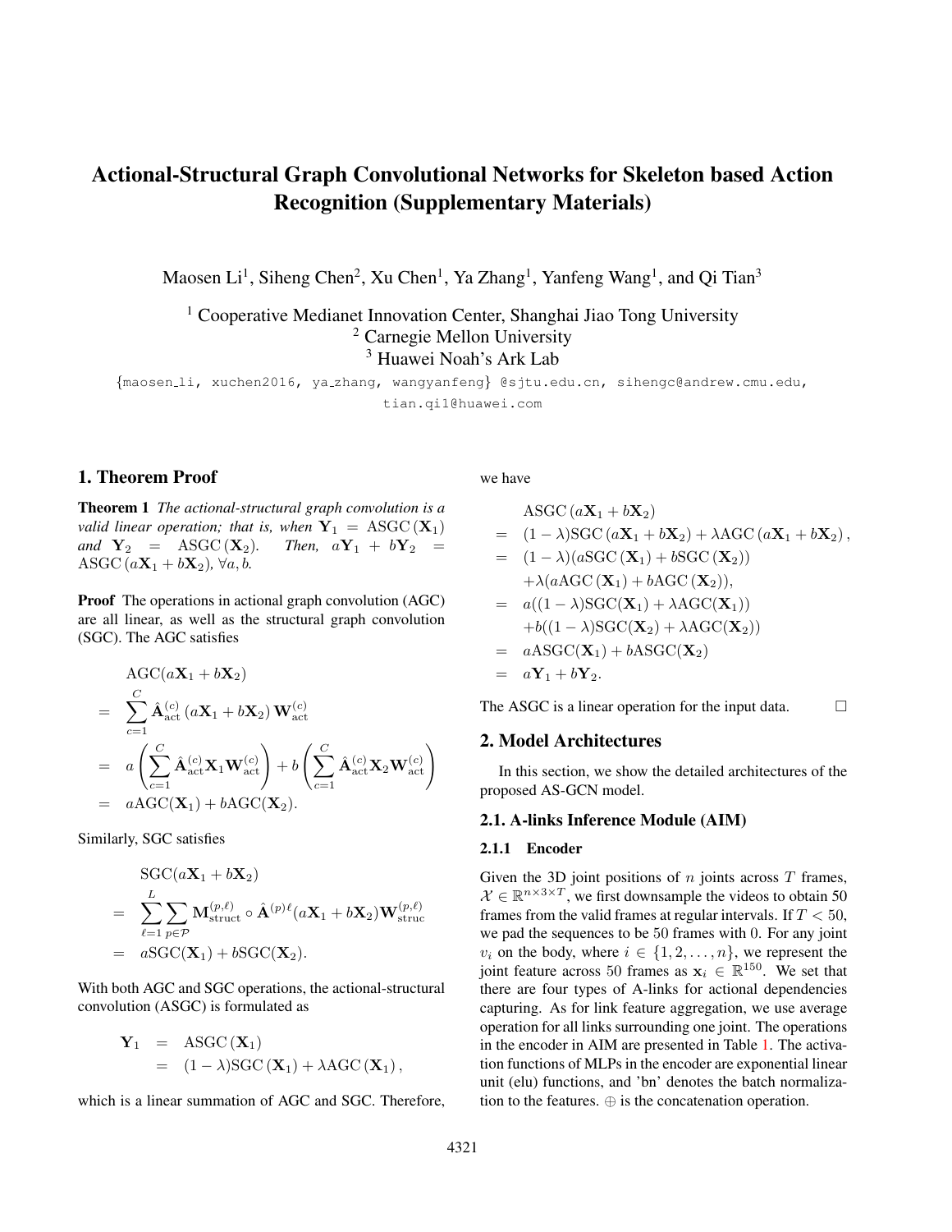# Actional-Structural Graph Convolutional Networks for Skeleton based Action Recognition (Supplementary Materials)

Maosen Li[1], Siheng Chen[2], Xu Chen[1], Ya Zhang[1], Yanfeng Wang[1], and Qi Tian[3]

[1] Cooperative Medianet Innovation Center, Shanghai Jiao Tong University
[2] Carnegie Mellon University
[3] Huawei Noah's Ark Lab

{maosen_li, xuchen2016, ya_zhang, wangyanfeng} @sjtu.edu.cn, sihengc@andrew.cmu.edu, tian.qi1@huawei.com

## 1. Theorem Proof

**Theorem 1** *The actional-structural graph convolution is a valid linear operation; that is, when* $\mathbf{Y}_1 = \mathrm{ASGC}(\mathbf{X}_1)$ *and* $\mathbf{Y}_2 = \mathrm{ASGC}(\mathbf{X}_2)$. *Then,* $a\mathbf{Y}_1 + b\mathbf{Y}_2 = \mathrm{ASGC}(a\mathbf{X}_1 + b\mathbf{X}_2)$, $\forall a, b$.

**Proof** The operations in actional graph convolution (AGC) are all linear, as well as the structural graph convolution (SGC). The AGC satisfies

$$
\begin{aligned}
& \mathrm{AGC}(a\mathbf{X}_1 + b\mathbf{X}_2) \\
= & \sum_{c=1}^{C} \hat{\mathbf{A}}_{\mathrm{act}}^{(c)} (a\mathbf{X}_1 + b\mathbf{X}_2) \mathbf{W}_{\mathrm{act}}^{(c)} \\
= & \ a\left(\sum_{c=1}^{C} \hat{\mathbf{A}}_{\mathrm{act}}^{(c)} \mathbf{X}_1 \mathbf{W}_{\mathrm{act}}^{(c)}\right) + b\left(\sum_{c=1}^{C} \hat{\mathbf{A}}_{\mathrm{act}}^{(c)} \mathbf{X}_2 \mathbf{W}_{\mathrm{act}}^{(c)}\right) \\
= & \ a\mathrm{AGC}(\mathbf{X}_1) + b\mathrm{AGC}(\mathbf{X}_2).
\end{aligned}
$$

Similarly, SGC satisfies

$$
\begin{aligned}
& \mathrm{SGC}(a\mathbf{X}_1 + b\mathbf{X}_2) \\
= & \sum_{\ell=1}^{L} \sum_{p \in \mathcal{P}} \mathbf{M}_{\mathrm{struct}}^{(p,\ell)} \circ \hat{\mathbf{A}}^{(p)\ell} (a\mathbf{X}_1 + b\mathbf{X}_2) \mathbf{W}_{\mathrm{struc}}^{(p,\ell)} \\
= & \ a\mathrm{SGC}(\mathbf{X}_1) + b\mathrm{SGC}(\mathbf{X}_2).
\end{aligned}
$$

With both AGC and SGC operations, the actional-structural convolution (ASGC) is formulated as

$$
\begin{aligned}
\mathbf{Y}_1 &= \mathrm{ASGC}(\mathbf{X}_1) \\
&= (1-\lambda)\mathrm{SGC}(\mathbf{X}_1) + \lambda \mathrm{AGC}(\mathbf{X}_1),
\end{aligned}
$$

which is a linear summation of AGC and SGC. Therefore, we have

$$
\begin{aligned}
& \mathrm{ASGC}(a\mathbf{X}_1 + b\mathbf{X}_2) \\
= & \ (1-\lambda)\mathrm{SGC}(a\mathbf{X}_1 + b\mathbf{X}_2) + \lambda \mathrm{AGC}(a\mathbf{X}_1 + b\mathbf{X}_2), \\
= & \ (1-\lambda)(a\mathrm{SGC}(\mathbf{X}_1) + b\mathrm{SGC}(\mathbf{X}_2)) \\
& + \lambda(a\mathrm{AGC}(\mathbf{X}_1) + b\mathrm{AGC}(\mathbf{X}_2)), \\
= & \ a((1-\lambda)\mathrm{SGC}(\mathbf{X}_1) + \lambda\mathrm{AGC}(\mathbf{X}_1)) \\
& + b((1-\lambda)\mathrm{SGC}(\mathbf{X}_2) + \lambda\mathrm{AGC}(\mathbf{X}_2)) \\
= & \ a\mathrm{ASGC}(\mathbf{X}_1) + b\mathrm{ASGC}(\mathbf{X}_2) \\
= & \ a\mathbf{Y}_1 + b\mathbf{Y}_2.
\end{aligned}
$$

The ASGC is a linear operation for the input data. □

## 2. Model Architectures

In this section, we show the detailed architectures of the proposed AS-GCN model.

### 2.1. A-links Inference Module (AIM)

#### 2.1.1 Encoder

Given the 3D joint positions of $n$ joints across $T$ frames, $\mathcal{X} \in \mathbb{R}^{n \times 3 \times T}$, we first downsample the videos to obtain 50 frames from the valid frames at regular intervals. If $T < 50$, we pad the sequences to be 50 frames with 0. For any joint $v_i$ on the body, where $i \in \{1, 2, \ldots, n\}$, we represent the joint feature across 50 frames as $\mathbf{x}_i \in \mathbb{R}^{150}$. We set that there are four types of A-links for actional dependencies capturing. As for link feature aggregation, we use average operation for all links surrounding one joint. The operations in the encoder in AIM are presented in Table 1. The activation functions of MLPs in the encoder are exponential linear unit (elu) functions, and 'bn' denotes the batch normalization to the features. $\oplus$ is the concatenation operation.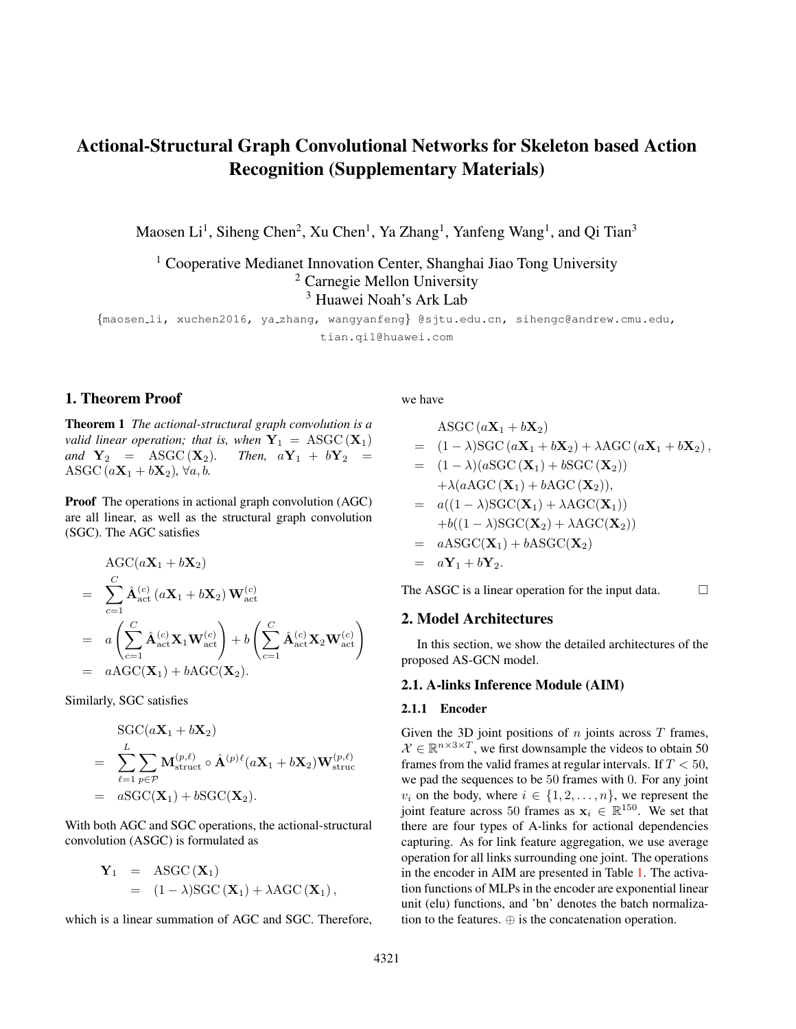# Actional-Structural Graph Convolutional Networks for Skeleton based Action Recognition (Supplementary Materials)

Maosen Li[1], Siheng Chen[2], Xu Chen[1], Ya Zhang[1], Yanfeng Wang[1], and Qi Tian[3]

[1] Cooperative Medianet Innovation Center, Shanghai Jiao Tong University
[2] Carnegie Mellon University
[3] Huawei Noah's Ark Lab

{maosen_li, xuchen2016, ya_zhang, wangyanfeng} @sjtu.edu.cn, sihengc@andrew.cmu.edu, tian.qi1@huawei.com

## 1. Theorem Proof

**Theorem 1** *The actional-structural graph convolution is a valid linear operation; that is, when $\mathbf{Y}_1 = \mathrm{ASGC}(\mathbf{X}_1)$ and $\mathbf{Y}_2 = \mathrm{ASGC}(\mathbf{X}_2)$. Then, $a\mathbf{Y}_1 + b\mathbf{Y}_2 = \mathrm{ASGC}(a\mathbf{X}_1 + b\mathbf{X}_2)$, $\forall a, b$.*

**Proof** The operations in actional graph convolution (AGC) are all linear, as well as the structural graph convolution (SGC). The AGC satisfies

$$
\begin{aligned}
& \mathrm{AGC}(a\mathbf{X}_1 + b\mathbf{X}_2) \\
= & \sum_{c=1}^{C} \hat{\mathbf{A}}_{\mathrm{act}}^{(c)} (a\mathbf{X}_1 + b\mathbf{X}_2) \mathbf{W}_{\mathrm{act}}^{(c)} \\
= & \; a \left( \sum_{c=1}^{C} \hat{\mathbf{A}}_{\mathrm{act}}^{(c)} \mathbf{X}_1 \mathbf{W}_{\mathrm{act}}^{(c)} \right) + b \left( \sum_{c=1}^{C} \hat{\mathbf{A}}_{\mathrm{act}}^{(c)} \mathbf{X}_2 \mathbf{W}_{\mathrm{act}}^{(c)} \right) \\
= & \; a\mathrm{AGC}(\mathbf{X}_1) + b\mathrm{AGC}(\mathbf{X}_2).
\end{aligned}
$$

Similarly, SGC satisfies

$$
\begin{aligned}
& \mathrm{SGC}(a\mathbf{X}_1 + b\mathbf{X}_2) \\
= & \sum_{\ell=1}^{L} \sum_{p \in \mathcal{P}} \mathbf{M}_{\mathrm{struct}}^{(p,\ell)} \circ \hat{\mathbf{A}}^{(p)\ell} (a\mathbf{X}_1 + b\mathbf{X}_2) \mathbf{W}_{\mathrm{struc}}^{(p,\ell)} \\
= & \; a\mathrm{SGC}(\mathbf{X}_1) + b\mathrm{SGC}(\mathbf{X}_2).
\end{aligned}
$$

With both AGC and SGC operations, the actional-structural convolution (ASGC) is formulated as

$$
\begin{aligned}
\mathbf{Y}_1 &= \mathrm{ASGC}(\mathbf{X}_1) \\
&= (1-\lambda)\mathrm{SGC}(\mathbf{X}_1) + \lambda\mathrm{AGC}(\mathbf{X}_1),
\end{aligned}
$$

which is a linear summation of AGC and SGC. Therefore, we have

$$
\begin{aligned}
& \mathrm{ASGC}(a\mathbf{X}_1 + b\mathbf{X}_2) \\
= & \; (1-\lambda)\mathrm{SGC}(a\mathbf{X}_1 + b\mathbf{X}_2) + \lambda\mathrm{AGC}(a\mathbf{X}_1 + b\mathbf{X}_2), \\
= & \; (1-\lambda)(a\mathrm{SGC}(\mathbf{X}_1) + b\mathrm{SGC}(\mathbf{X}_2)) \\
& + \lambda(a\mathrm{AGC}(\mathbf{X}_1) + b\mathrm{AGC}(\mathbf{X}_2)), \\
= & \; a((1-\lambda)\mathrm{SGC}(\mathbf{X}_1) + \lambda\mathrm{AGC}(\mathbf{X}_1)) \\
& + b((1-\lambda)\mathrm{SGC}(\mathbf{X}_2) + \lambda\mathrm{AGC}(\mathbf{X}_2)) \\
= & \; a\mathrm{ASGC}(\mathbf{X}_1) + b\mathrm{ASGC}(\mathbf{X}_2) \\
= & \; a\mathbf{Y}_1 + b\mathbf{Y}_2.
\end{aligned}
$$

The ASGC is a linear operation for the input data. □

## 2. Model Architectures

In this section, we show the detailed architectures of the proposed AS-GCN model.

### 2.1. A-links Inference Module (AIM)

#### 2.1.1 Encoder

Given the 3D joint positions of $n$ joints across $T$ frames, $\mathcal{X} \in \mathbb{R}^{n \times 3 \times T}$, we first downsample the videos to obtain 50 frames from the valid frames at regular intervals. If $T < 50$, we pad the sequences to be 50 frames with 0. For any joint $v_i$ on the body, where $i \in \{1, 2, \dots, n\}$, we represent the joint feature across 50 frames as $\mathbf{x}_i \in \mathbb{R}^{150}$. We set that there are four types of A-links for actional dependencies capturing. As for link feature aggregation, we use average operation for all links surrounding one joint. The operations in the encoder in AIM are presented in Table 1. The activation functions of MLPs in the encoder are exponential linear unit (elu) functions, and 'bn' denotes the batch normalization to the features. $\oplus$ is the concatenation operation.